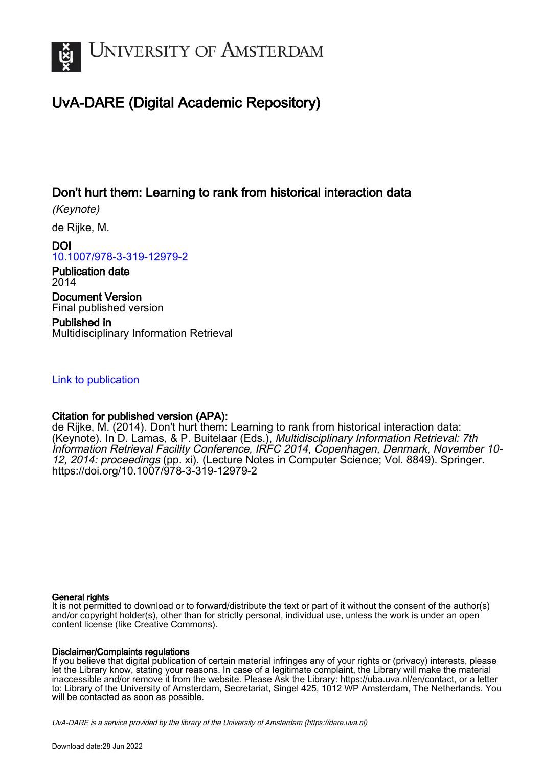# University of Amsterdam

## UvA-DARE (Digital Academic Repository)

### Don't hurt them: Learning to rank from historical interaction data

*(Keynote)*

de Rijke, M.

**DOI**
10.1007/978-3-319-12979-2

**Publication date**
2014

**Document Version**
Final published version

**Published in**
Multidisciplinary Information Retrieval

Link to publication

**Citation for published version (APA):**
de Rijke, M. (2014). Don't hurt them: Learning to rank from historical interaction data: (Keynote). In D. Lamas, & P. Buitelaar (Eds.), *Multidisciplinary Information Retrieval: 7th Information Retrieval Facility Conference, IRFC 2014, Copenhagen, Denmark, November 10-12, 2014: proceedings* (pp. xi). (Lecture Notes in Computer Science; Vol. 8849). Springer. https://doi.org/10.1007/978-3-319-12979-2

**General rights**
It is not permitted to download or to forward/distribute the text or part of it without the consent of the author(s) and/or copyright holder(s), other than for strictly personal, individual use, unless the work is under an open content license (like Creative Commons).

**Disclaimer/Complaints regulations**
If you believe that digital publication of certain material infringes any of your rights or (privacy) interests, please let the Library know, stating your reasons. In case of a legitimate complaint, the Library will make the material inaccessible and/or remove it from the website. Please Ask the Library: https://uba.uva.nl/en/contact, or a letter to: Library of the University of Amsterdam, Secretariat, Singel 425, 1012 WP Amsterdam, The Netherlands. You will be contacted as soon as possible.

*UvA-DARE is a service provided by the library of the University of Amsterdam (https://dare.uva.nl)*

Download date:28 Jun 2022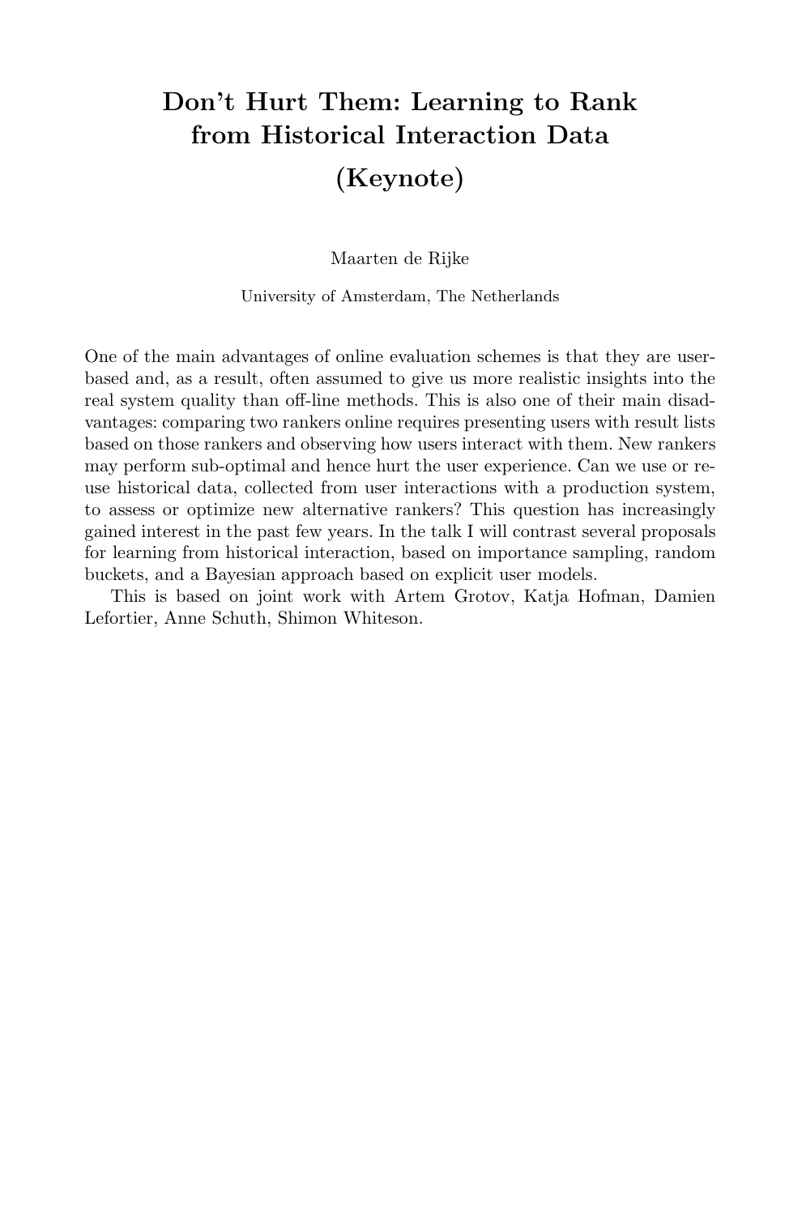# Don't Hurt Them: Learning to Rank from Historical Interaction Data (Keynote)

Maarten de Rijke

University of Amsterdam, The Netherlands

One of the main advantages of online evaluation schemes is that they are user-based and, as a result, often assumed to give us more realistic insights into the real system quality than off-line methods. This is also one of their main disadvantages: comparing two rankers online requires presenting users with result lists based on those rankers and observing how users interact with them. New rankers may perform sub-optimal and hence hurt the user experience. Can we use or re-use historical data, collected from user interactions with a production system, to assess or optimize new alternative rankers? This question has increasingly gained interest in the past few years. In the talk I will contrast several proposals for learning from historical interaction, based on importance sampling, random buckets, and a Bayesian approach based on explicit user models.

This is based on joint work with Artem Grotov, Katja Hofman, Damien Lefortier, Anne Schuth, Shimon Whiteson.